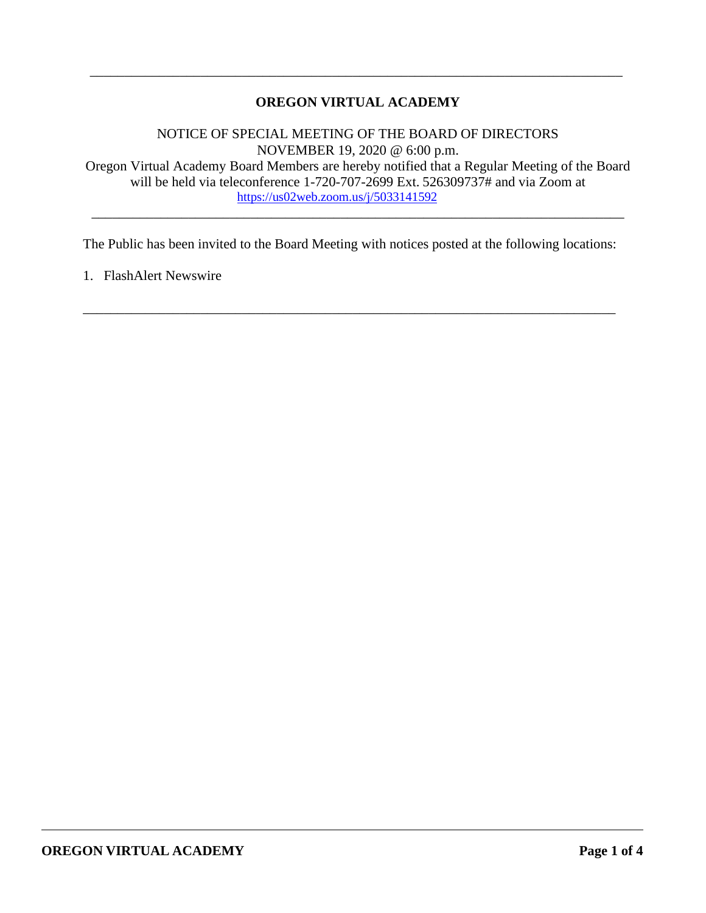---

# OREGON VIRTUAL ACADEMY

NOTICE OF SPECIAL MEETING OF THE BOARD OF DIRECTORS
NOVEMBER 19, 2020 @ 6:00 p.m.
Oregon Virtual Academy Board Members are hereby notified that a Regular Meeting of the Board will be held via teleconference 1-720-707-2699 Ext. 526309737# and via Zoom at https://us02web.zoom.us/j/5033141592

---

The Public has been invited to the Board Meeting with notices posted at the following locations:

1. FlashAlert Newswire

---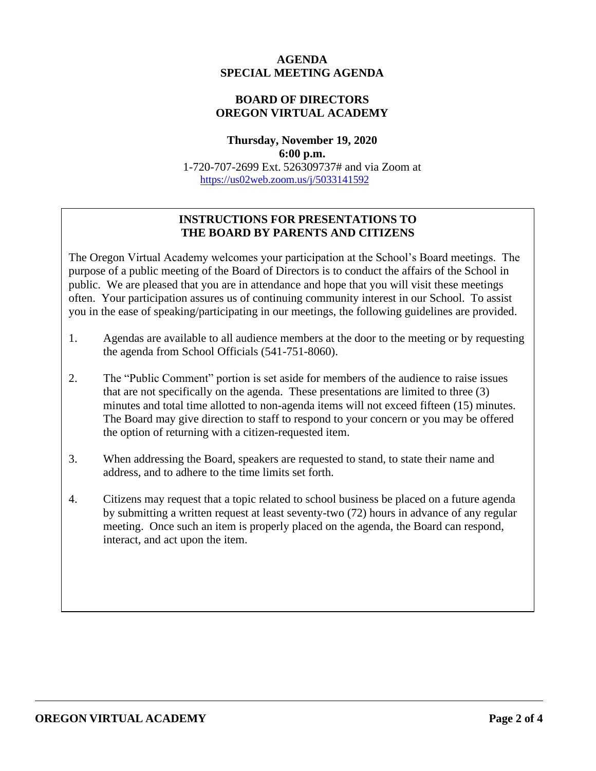# AGENDA
# SPECIAL MEETING AGENDA

## BOARD OF DIRECTORS
## OREGON VIRTUAL ACADEMY

**Thursday, November 19, 2020**
**6:00 p.m.**
1-720-707-2699 Ext. 526309737# and via Zoom at
https://us02web.zoom.us/j/5033141592

### INSTRUCTIONS FOR PRESENTATIONS TO THE BOARD BY PARENTS AND CITIZENS

The Oregon Virtual Academy welcomes your participation at the School's Board meetings. The purpose of a public meeting of the Board of Directors is to conduct the affairs of the School in public. We are pleased that you are in attendance and hope that you will visit these meetings often. Your participation assures us of continuing community interest in our School. To assist you in the ease of speaking/participating in our meetings, the following guidelines are provided.

1. Agendas are available to all audience members at the door to the meeting or by requesting the agenda from School Officials (541-751-8060).

2. The "Public Comment" portion is set aside for members of the audience to raise issues that are not specifically on the agenda. These presentations are limited to three (3) minutes and total time allotted to non-agenda items will not exceed fifteen (15) minutes. The Board may give direction to staff to respond to your concern or you may be offered the option of returning with a citizen-requested item.

3. When addressing the Board, speakers are requested to stand, to state their name and address, and to adhere to the time limits set forth.

4. Citizens may request that a topic related to school business be placed on a future agenda by submitting a written request at least seventy-two (72) hours in advance of any regular meeting. Once such an item is properly placed on the agenda, the Board can respond, interact, and act upon the item.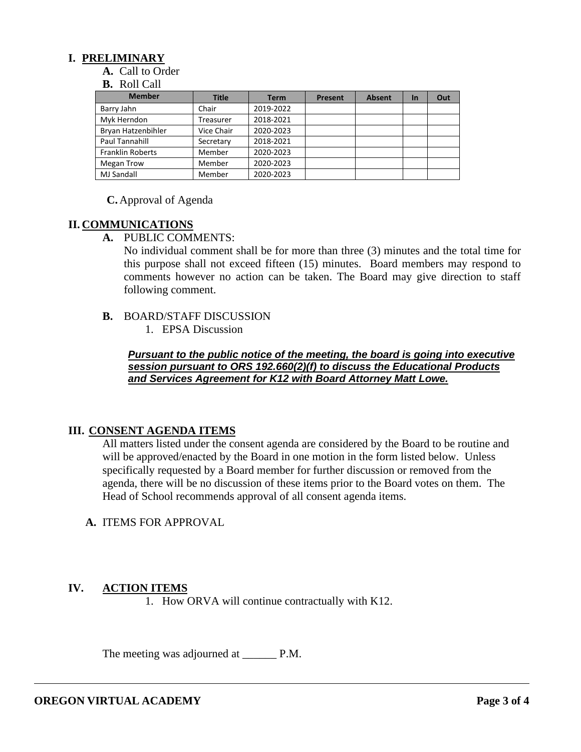# I. PRELIMINARY

**A.** Call to Order

**B.** Roll Call

| Member | Title | Term | Present | Absent | In | Out |
|---|---|---|---|---|---|---|
| Barry Jahn | Chair | 2019-2022 | | | | |
| Myk Herndon | Treasurer | 2018-2021 | | | | |
| Bryan Hatzenbihler | Vice Chair | 2020-2023 | | | | |
| Paul Tannahill | Secretary | 2018-2021 | | | | |
| Franklin Roberts | Member | 2020-2023 | | | | |
| Megan Trow | Member | 2020-2023 | | | | |
| MJ Sandall | Member | 2020-2023 | | | | |

**C.** Approval of Agenda

# II. COMMUNICATIONS

**A.** PUBLIC COMMENTS:

No individual comment shall be for more than three (3) minutes and the total time for this purpose shall not exceed fifteen (15) minutes. Board members may respond to comments however no action can be taken. The Board may give direction to staff following comment.

**B.** BOARD/STAFF DISCUSSION

1. EPSA Discussion

***Pursuant to the public notice of the meeting, the board is going into executive session pursuant to ORS 192.660(2)(f) to discuss the Educational Products and Services Agreement for K12 with Board Attorney Matt Lowe.***

# III. CONSENT AGENDA ITEMS

All matters listed under the consent agenda are considered by the Board to be routine and will be approved/enacted by the Board in one motion in the form listed below. Unless specifically requested by a Board member for further discussion or removed from the agenda, there will be no discussion of these items prior to the Board votes on them. The Head of School recommends approval of all consent agenda items.

**A.** ITEMS FOR APPROVAL

# IV. ACTION ITEMS

1. How ORVA will continue contractually with K12.

The meeting was adjourned at ______ P.M.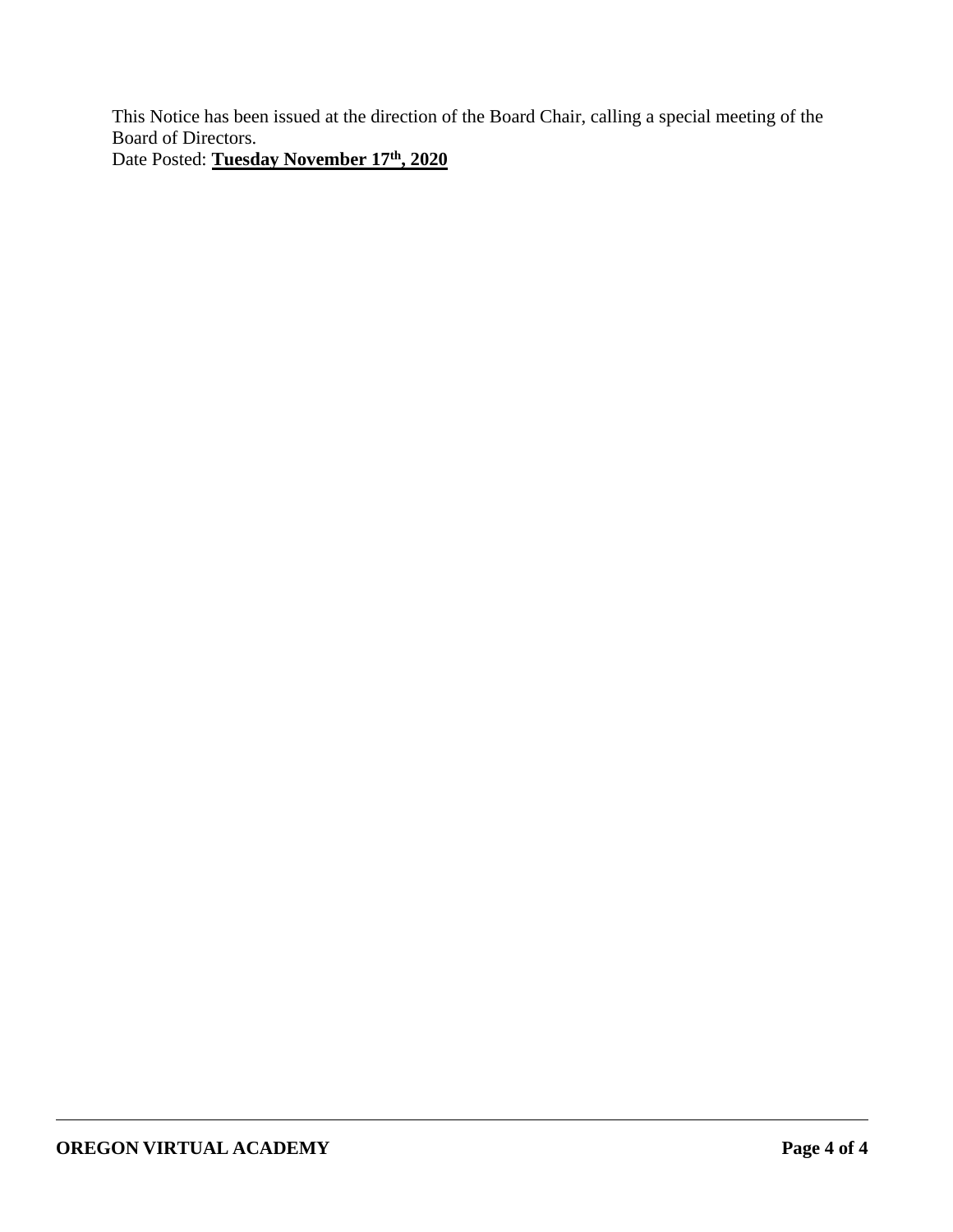This Notice has been issued at the direction of the Board Chair, calling a special meeting of the Board of Directors.
Date Posted: **Tuesday November 17th, 2020**